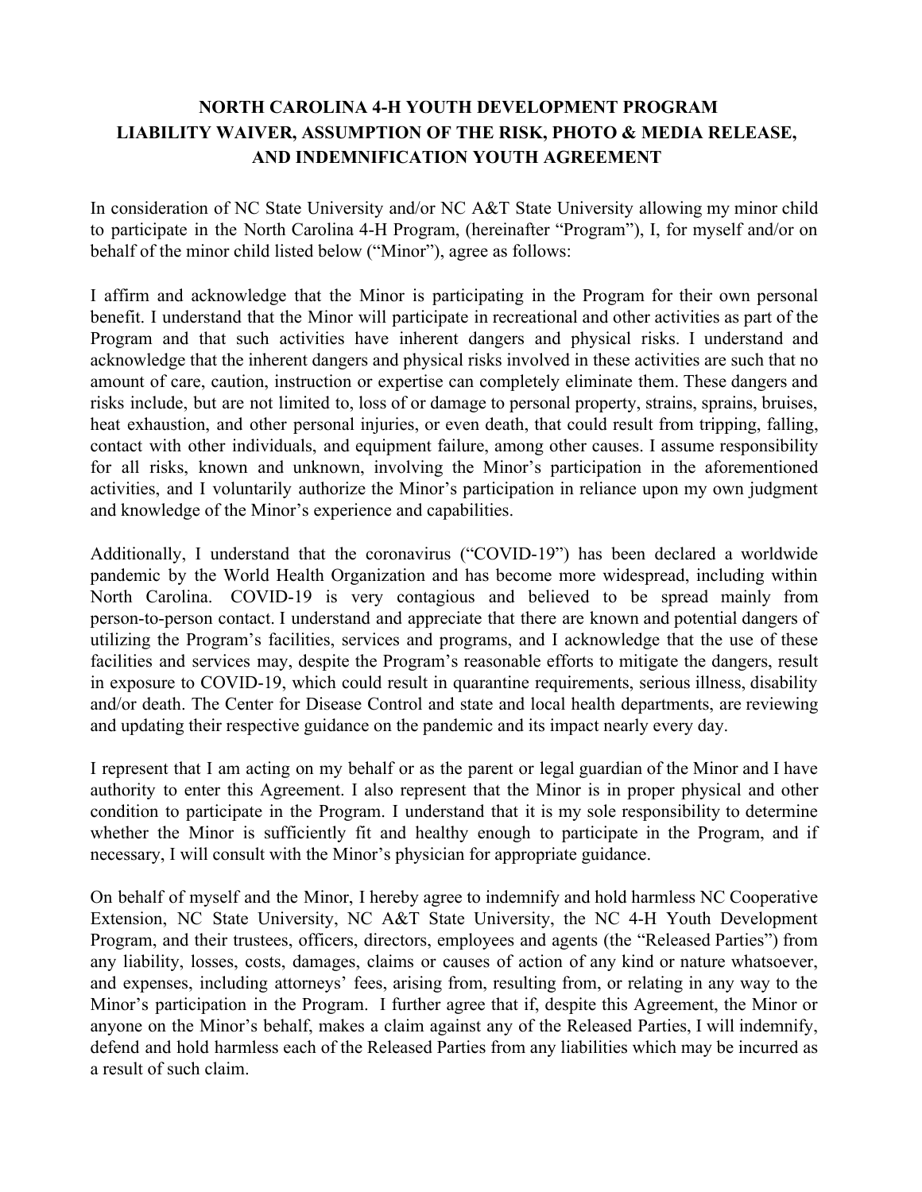# NORTH CAROLINA 4-H YOUTH DEVELOPMENT PROGRAM
# LIABILITY WAIVER, ASSUMPTION OF THE RISK, PHOTO & MEDIA RELEASE, AND INDEMNIFICATION YOUTH AGREEMENT

In consideration of NC State University and/or NC A&T State University allowing my minor child to participate in the North Carolina 4-H Program, (hereinafter "Program"), I, for myself and/or on behalf of the minor child listed below ("Minor"), agree as follows:

I affirm and acknowledge that the Minor is participating in the Program for their own personal benefit. I understand that the Minor will participate in recreational and other activities as part of the Program and that such activities have inherent dangers and physical risks. I understand and acknowledge that the inherent dangers and physical risks involved in these activities are such that no amount of care, caution, instruction or expertise can completely eliminate them. These dangers and risks include, but are not limited to, loss of or damage to personal property, strains, sprains, bruises, heat exhaustion, and other personal injuries, or even death, that could result from tripping, falling, contact with other individuals, and equipment failure, among other causes. I assume responsibility for all risks, known and unknown, involving the Minor's participation in the aforementioned activities, and I voluntarily authorize the Minor's participation in reliance upon my own judgment and knowledge of the Minor's experience and capabilities.

Additionally, I understand that the coronavirus ("COVID-19") has been declared a worldwide pandemic by the World Health Organization and has become more widespread, including within North Carolina. COVID-19 is very contagious and believed to be spread mainly from person-to-person contact. I understand and appreciate that there are known and potential dangers of utilizing the Program's facilities, services and programs, and I acknowledge that the use of these facilities and services may, despite the Program's reasonable efforts to mitigate the dangers, result in exposure to COVID-19, which could result in quarantine requirements, serious illness, disability and/or death. The Center for Disease Control and state and local health departments, are reviewing and updating their respective guidance on the pandemic and its impact nearly every day.

I represent that I am acting on my behalf or as the parent or legal guardian of the Minor and I have authority to enter this Agreement. I also represent that the Minor is in proper physical and other condition to participate in the Program. I understand that it is my sole responsibility to determine whether the Minor is sufficiently fit and healthy enough to participate in the Program, and if necessary, I will consult with the Minor's physician for appropriate guidance.

On behalf of myself and the Minor, I hereby agree to indemnify and hold harmless NC Cooperative Extension, NC State University, NC A&T State University, the NC 4-H Youth Development Program, and their trustees, officers, directors, employees and agents (the "Released Parties") from any liability, losses, costs, damages, claims or causes of action of any kind or nature whatsoever, and expenses, including attorneys' fees, arising from, resulting from, or relating in any way to the Minor's participation in the Program. I further agree that if, despite this Agreement, the Minor or anyone on the Minor's behalf, makes a claim against any of the Released Parties, I will indemnify, defend and hold harmless each of the Released Parties from any liabilities which may be incurred as a result of such claim.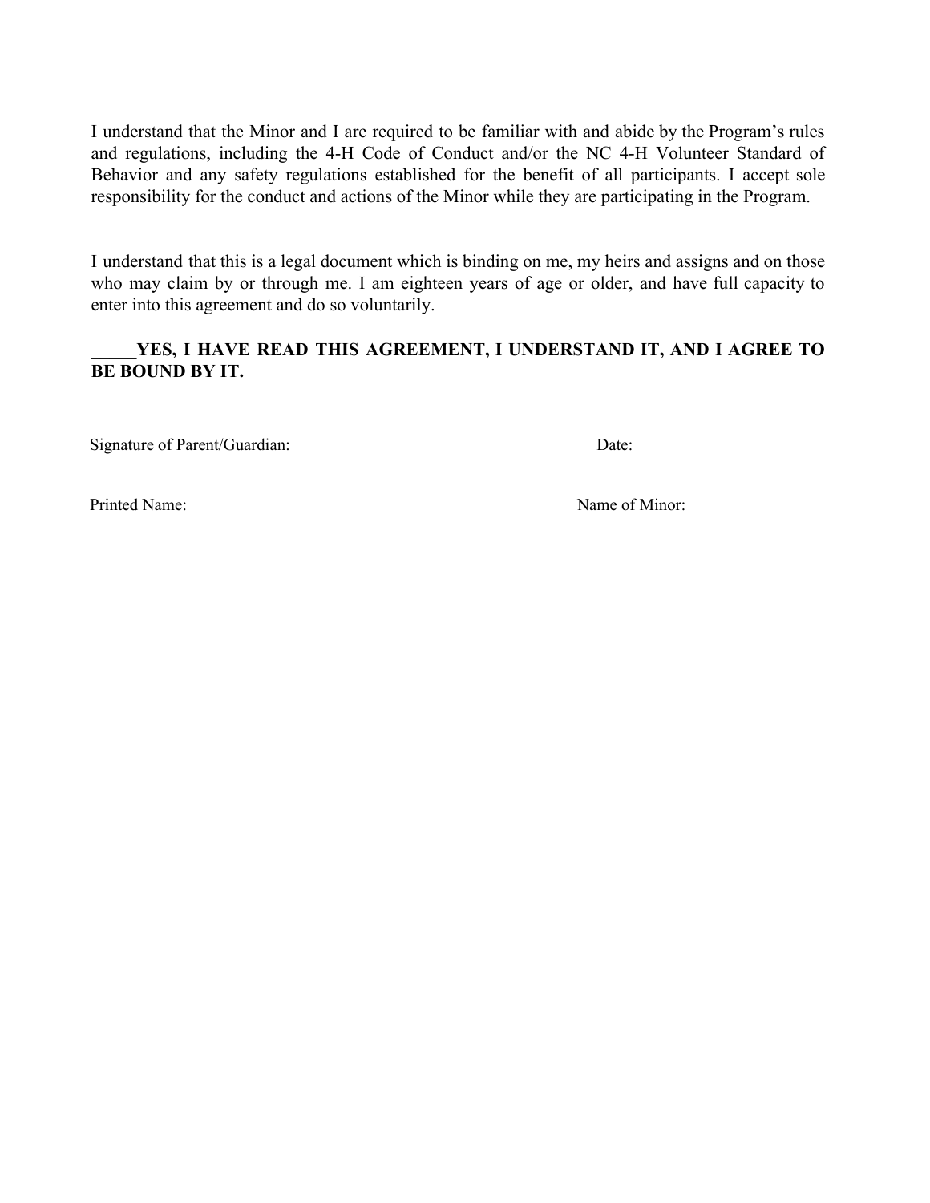I understand that the Minor and I are required to be familiar with and abide by the Program's rules and regulations, including the 4-H Code of Conduct and/or the NC 4-H Volunteer Standard of Behavior and any safety regulations established for the benefit of all participants. I accept sole responsibility for the conduct and actions of the Minor while they are participating in the Program.

I understand that this is a legal document which is binding on me, my heirs and assigns and on those who may claim by or through me. I am eighteen years of age or older, and have full capacity to enter into this agreement and do so voluntarily.

**_____YES, I HAVE READ THIS AGREEMENT, I UNDERSTAND IT, AND I AGREE TO BE BOUND BY IT.**

Signature of Parent/Guardian: Date:

Printed Name: Name of Minor: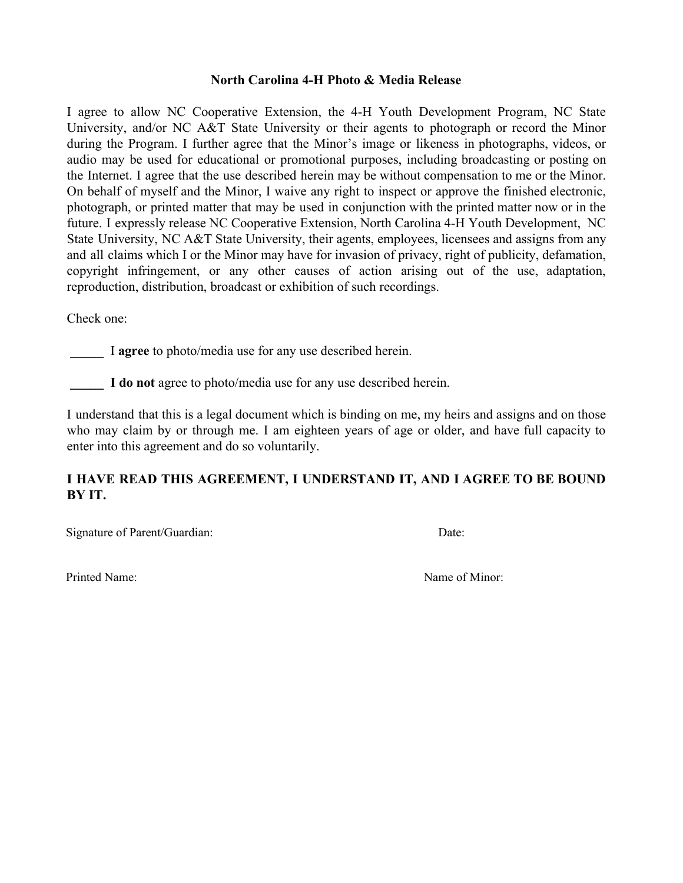**North Carolina 4-H Photo & Media Release**

I agree to allow NC Cooperative Extension, the 4-H Youth Development Program, NC State University, and/or NC A&T State University or their agents to photograph or record the Minor during the Program. I further agree that the Minor's image or likeness in photographs, videos, or audio may be used for educational or promotional purposes, including broadcasting or posting on the Internet. I agree that the use described herein may be without compensation to me or the Minor. On behalf of myself and the Minor, I waive any right to inspect or approve the finished electronic, photograph, or printed matter that may be used in conjunction with the printed matter now or in the future. I expressly release NC Cooperative Extension, North Carolina 4-H Youth Development, NC State University, NC A&T State University, their agents, employees, licensees and assigns from any and all claims which I or the Minor may have for invasion of privacy, right of publicity, defamation, copyright infringement, or any other causes of action arising out of the use, adaptation, reproduction, distribution, broadcast or exhibition of such recordings.

Check one:

_____ I **agree** to photo/media use for any use described herein.

_____ **I do not** agree to photo/media use for any use described herein.

I understand that this is a legal document which is binding on me, my heirs and assigns and on those who may claim by or through me. I am eighteen years of age or older, and have full capacity to enter into this agreement and do so voluntarily.

**I HAVE READ THIS AGREEMENT, I UNDERSTAND IT, AND I AGREE TO BE BOUND BY IT.**

Signature of Parent/Guardian: Date:

Printed Name: Name of Minor: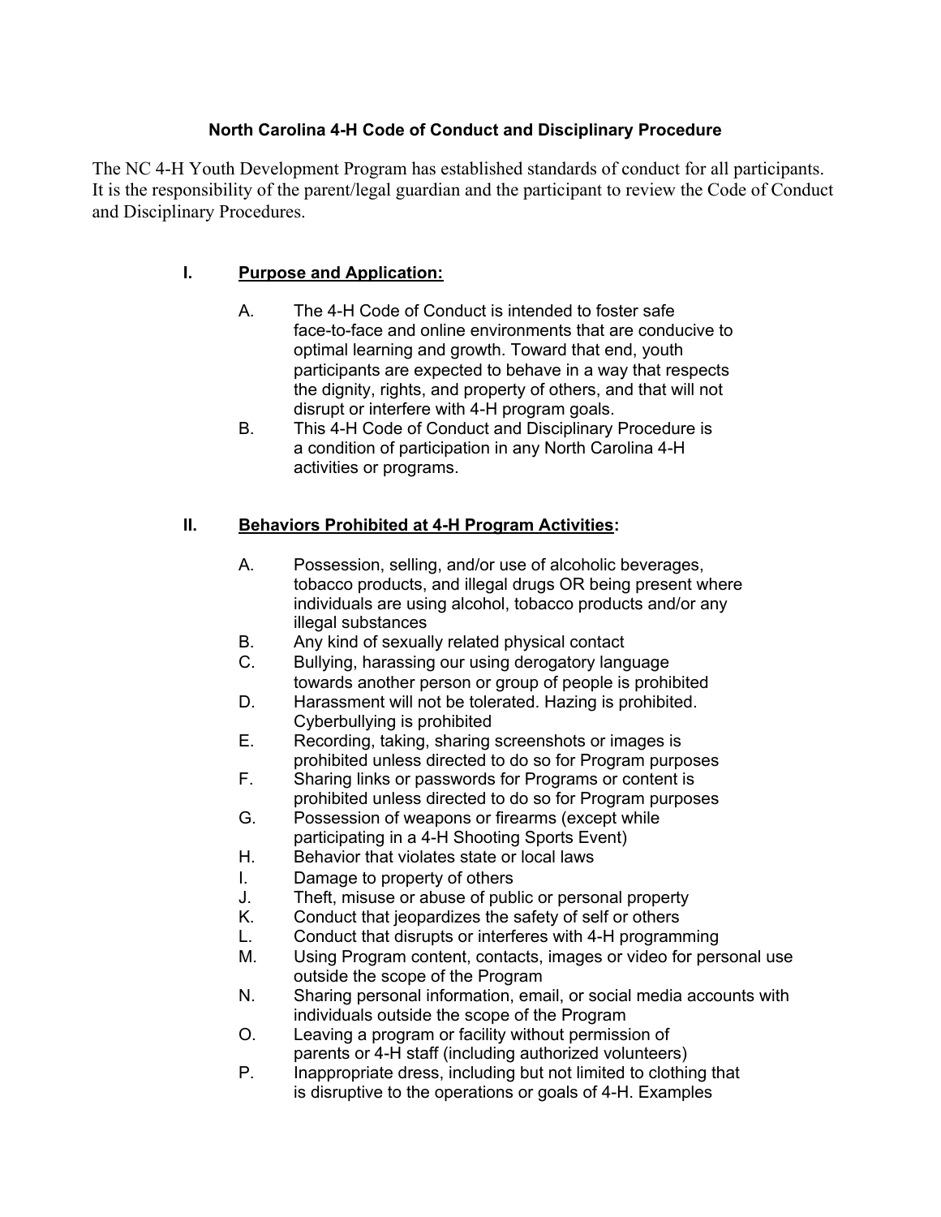# North Carolina 4-H Code of Conduct and Disciplinary Procedure

The NC 4-H Youth Development Program has established standards of conduct for all participants. It is the responsibility of the parent/legal guardian and the participant to review the Code of Conduct and Disciplinary Procedures.

## I. Purpose and Application:

A. The 4-H Code of Conduct is intended to foster safe face-to-face and online environments that are conducive to optimal learning and growth. Toward that end, youth participants are expected to behave in a way that respects the dignity, rights, and property of others, and that will not disrupt or interfere with 4-H program goals.

B. This 4-H Code of Conduct and Disciplinary Procedure is a condition of participation in any North Carolina 4-H activities or programs.

## II. Behaviors Prohibited at 4-H Program Activities:

A. Possession, selling, and/or use of alcoholic beverages, tobacco products, and illegal drugs OR being present where individuals are using alcohol, tobacco products and/or any illegal substances

B. Any kind of sexually related physical contact

C. Bullying, harassing our using derogatory language towards another person or group of people is prohibited

D. Harassment will not be tolerated. Hazing is prohibited. Cyberbullying is prohibited

E. Recording, taking, sharing screenshots or images is prohibited unless directed to do so for Program purposes

F. Sharing links or passwords for Programs or content is prohibited unless directed to do so for Program purposes

G. Possession of weapons or firearms (except while participating in a 4-H Shooting Sports Event)

H. Behavior that violates state or local laws

I. Damage to property of others

J. Theft, misuse or abuse of public or personal property

K. Conduct that jeopardizes the safety of self or others

L. Conduct that disrupts or interferes with 4-H programming

M. Using Program content, contacts, images or video for personal use outside the scope of the Program

N. Sharing personal information, email, or social media accounts with individuals outside the scope of the Program

O. Leaving a program or facility without permission of parents or 4-H staff (including authorized volunteers)

P. Inappropriate dress, including but not limited to clothing that is disruptive to the operations or goals of 4-H. Examples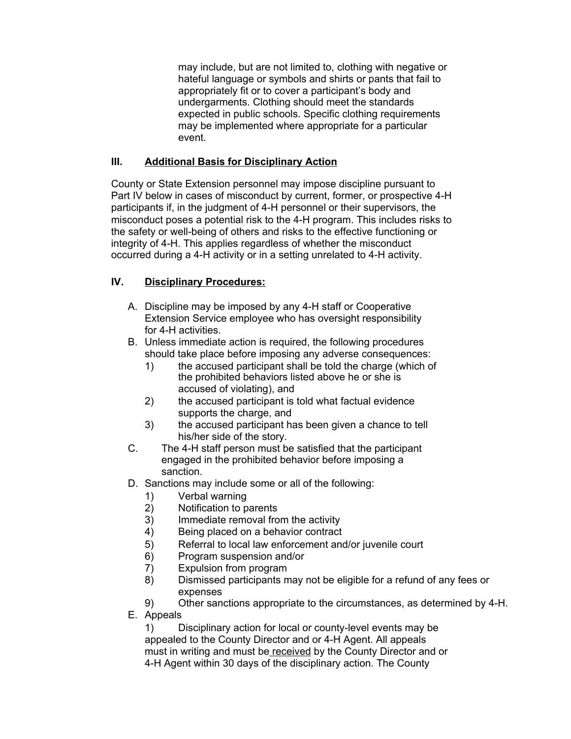may include, but are not limited to, clothing with negative or hateful language or symbols and shirts or pants that fail to appropriately fit or to cover a participant's body and undergarments. Clothing should meet the standards expected in public schools. Specific clothing requirements may be implemented where appropriate for a particular event.

## III. <u>Additional Basis for Disciplinary Action</u>

County or State Extension personnel may impose discipline pursuant to Part IV below in cases of misconduct by current, former, or prospective 4-H participants if, in the judgment of 4-H personnel or their supervisors, the misconduct poses a potential risk to the 4-H program. This includes risks to the safety or well-being of others and risks to the effective functioning or integrity of 4-H. This applies regardless of whether the misconduct occurred during a 4-H activity or in a setting unrelated to 4-H activity.

## IV. <u>Disciplinary Procedures:</u>

A. Discipline may be imposed by any 4-H staff or Cooperative Extension Service employee who has oversight responsibility for 4-H activities.

B. Unless immediate action is required, the following procedures should take place before imposing any adverse consequences:
   1) the accused participant shall be told the charge (which of the prohibited behaviors listed above he or she is accused of violating), and
   2) the accused participant is told what factual evidence supports the charge, and
   3) the accused participant has been given a chance to tell his/her side of the story.

C. The 4-H staff person must be satisfied that the participant engaged in the prohibited behavior before imposing a sanction.

D. Sanctions may include some or all of the following:
   1) Verbal warning
   2) Notification to parents
   3) Immediate removal from the activity
   4) Being placed on a behavior contract
   5) Referral to local law enforcement and/or juvenile court
   6) Program suspension and/or
   7) Expulsion from program
   8) Dismissed participants may not be eligible for a refund of any fees or expenses
   9) Other sanctions appropriate to the circumstances, as determined by 4-H.

E. Appeals

   1) Disciplinary action for local or county-level events may be appealed to the County Director and or 4-H Agent. All appeals must in writing and must be <u>received</u> by the County Director and or 4-H Agent within 30 days of the disciplinary action. The County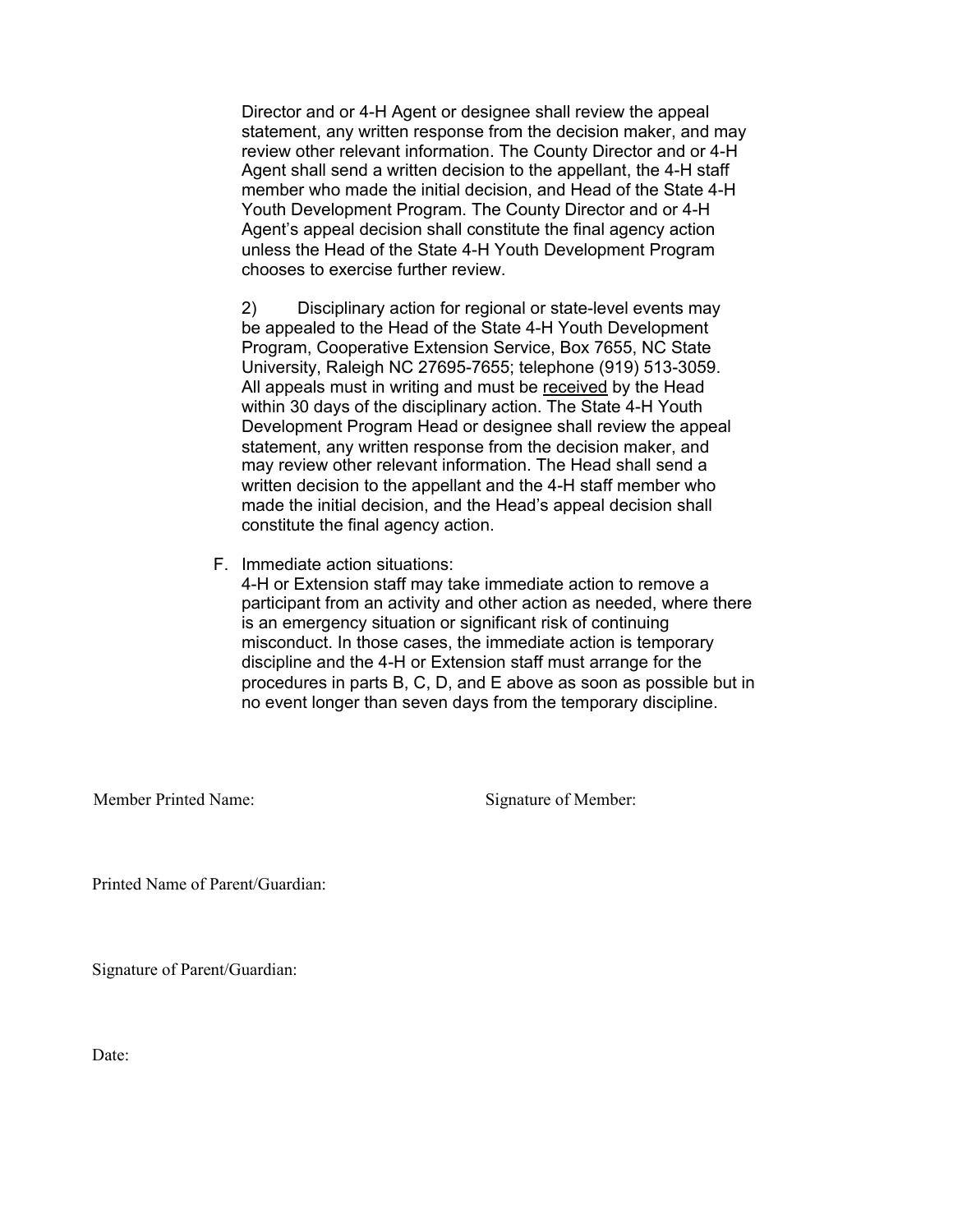Director and or 4-H Agent or designee shall review the appeal statement, any written response from the decision maker, and may review other relevant information. The County Director and or 4-H Agent shall send a written decision to the appellant, the 4-H staff member who made the initial decision, and Head of the State 4-H Youth Development Program. The County Director and or 4-H Agent's appeal decision shall constitute the final agency action unless the Head of the State 4-H Youth Development Program chooses to exercise further review.

2) Disciplinary action for regional or state-level events may be appealed to the Head of the State 4-H Youth Development Program, Cooperative Extension Service, Box 7655, NC State University, Raleigh NC 27695-7655; telephone (919) 513-3059. All appeals must in writing and must be <u>received</u> by the Head within 30 days of the disciplinary action. The State 4-H Youth Development Program Head or designee shall review the appeal statement, any written response from the decision maker, and may review other relevant information. The Head shall send a written decision to the appellant and the 4-H staff member who made the initial decision, and the Head's appeal decision shall constitute the final agency action.

F. Immediate action situations:
4-H or Extension staff may take immediate action to remove a participant from an activity and other action as needed, where there is an emergency situation or significant risk of continuing misconduct. In those cases, the immediate action is temporary discipline and the 4-H or Extension staff must arrange for the procedures in parts B, C, D, and E above as soon as possible but in no event longer than seven days from the temporary discipline.

Member Printed Name: Signature of Member:

Printed Name of Parent/Guardian:

Signature of Parent/Guardian:

Date: